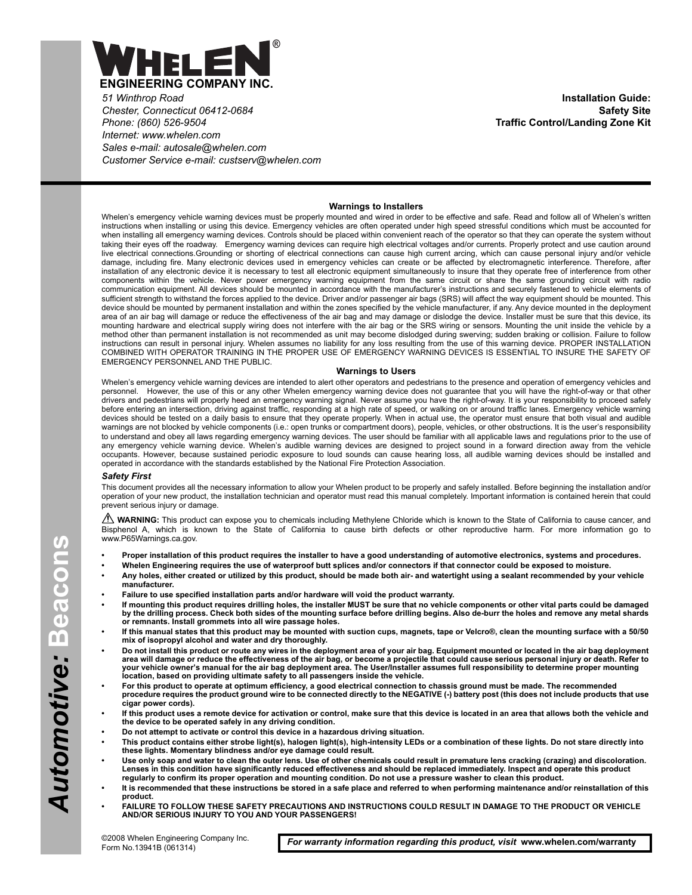# WHELEN®

**ENGINEERING COMPANY INC.**

*51 Winthrop Road*
*Chester, Connecticut 06412-0684*
*Phone: (860) 526-9504*
*Internet: www.whelen.com*
*Sales e-mail: autosale@whelen.com*
*Customer Service e-mail: custserv@whelen.com*

**Installation Guide:**
**Safety Site**
**Traffic Control/Landing Zone Kit**

*Automotive:* **Beacons**

## Warnings to Installers

Whelen's emergency vehicle warning devices must be properly mounted and wired in order to be effective and safe. Read and follow all of Whelen's written instructions when installing or using this device. Emergency vehicles are often operated under high speed stressful conditions which must be accounted for when installing all emergency warning devices. Controls should be placed within convenient reach of the operator so that they can operate the system without taking their eyes off the roadway. Emergency warning devices can require high electrical voltages and/or currents. Properly protect and use caution around live electrical connections.Grounding or shorting of electrical connections can cause high current arcing, which can cause personal injury and/or vehicle damage, including fire. Many electronic devices used in emergency vehicles can create or be affected by electromagnetic interference. Therefore, after installation of any electronic device it is necessary to test all electronic equipment simultaneously to insure that they operate free of interference from other components within the vehicle. Never power emergency warning equipment from the same circuit or share the same grounding circuit with radio communication equipment. All devices should be mounted in accordance with the manufacturer's instructions and securely fastened to vehicle elements of sufficient strength to withstand the forces applied to the device. Driver and/or passenger air bags (SRS) will affect the way equipment should be mounted. This device should be mounted by permanent installation and within the zones specified by the vehicle manufacturer, if any. Any device mounted in the deployment area of an air bag will damage or reduce the effectiveness of the air bag and may damage or dislodge the device. Installer must be sure that this device, its mounting hardware and electrical supply wiring does not interfere with the air bag or the SRS wiring or sensors. Mounting the unit inside the vehicle by a method other than permanent installation is not recommended as unit may become dislodged during swerving; sudden braking or collision. Failure to follow instructions can result in personal injury. Whelen assumes no liability for any loss resulting from the use of this warning device. PROPER INSTALLATION COMBINED WITH OPERATOR TRAINING IN THE PROPER USE OF EMERGENCY WARNING DEVICES IS ESSENTIAL TO INSURE THE SAFETY OF EMERGENCY PERSONNEL AND THE PUBLIC.

## Warnings to Users

Whelen's emergency vehicle warning devices are intended to alert other operators and pedestrians to the presence and operation of emergency vehicles and personnel. However, the use of this or any other Whelen emergency warning device does not guarantee that you will have the right-of-way or that other drivers and pedestrians will properly heed an emergency warning signal. Never assume you have the right-of-way. It is your responsibility to proceed safely before entering an intersection, driving against traffic, responding at a high rate of speed, or walking on or around traffic lanes. Emergency vehicle warning devices should be tested on a daily basis to ensure that they operate properly. When in actual use, the operator must ensure that both visual and audible warnings are not blocked by vehicle components (i.e.: open trunks or compartment doors), people, vehicles, or other obstructions. It is the user's responsibility to understand and obey all laws regarding emergency warning devices. The user should be familiar with all applicable laws and regulations prior to the use of any emergency vehicle warning device. Whelen's audible warning devices are designed to project sound in a forward direction away from the vehicle occupants. However, because sustained periodic exposure to loud sounds can cause hearing loss, all audible warning devices should be installed and operated in accordance with the standards established by the National Fire Protection Association.

### *Safety First*

This document provides all the necessary information to allow your Whelen product to be properly and safely installed. Before beginning the installation and/or operation of your new product, the installation technician and operator must read this manual completely. Important information is contained herein that could prevent serious injury or damage.

⚠ **WARNING:** This product can expose you to chemicals including Methylene Chloride which is known to the State of California to cause cancer, and Bisphenol A, which is known to the State of California to cause birth defects or other reproductive harm. For more information go to www.P65Warnings.ca.gov.

- **Proper installation of this product requires the installer to have a good understanding of automotive electronics, systems and procedures.**
- **Whelen Engineering requires the use of waterproof butt splices and/or connectors if that connector could be exposed to moisture.**
- **Any holes, either created or utilized by this product, should be made both air- and watertight using a sealant recommended by your vehicle manufacturer.**
- **Failure to use specified installation parts and/or hardware will void the product warranty.**
- **If mounting this product requires drilling holes, the installer MUST be sure that no vehicle components or other vital parts could be damaged by the drilling process. Check both sides of the mounting surface before drilling begins. Also de-burr the holes and remove any metal shards or remnants. Install grommets into all wire passage holes.**
- **If this manual states that this product may be mounted with suction cups, magnets, tape or Velcro®, clean the mounting surface with a 50/50 mix of isopropyl alcohol and water and dry thoroughly.**
- **Do not install this product or route any wires in the deployment area of your air bag. Equipment mounted or located in the air bag deployment area will damage or reduce the effectiveness of the air bag, or become a projectile that could cause serious personal injury or death. Refer to your vehicle owner's manual for the air bag deployment area. The User/Installer assumes full responsibility to determine proper mounting location, based on providing ultimate safety to all passengers inside the vehicle.**
- **For this product to operate at optimum efficiency, a good electrical connection to chassis ground must be made. The recommended procedure requires the product ground wire to be connected directly to the NEGATIVE (-) battery post (this does not include products that use cigar power cords).**
- **If this product uses a remote device for activation or control, make sure that this device is located in an area that allows both the vehicle and the device to be operated safely in any driving condition.**
- **Do not attempt to activate or control this device in a hazardous driving situation.**
- **This product contains either strobe light(s), halogen light(s), high-intensity LEDs or a combination of these lights. Do not stare directly into these lights. Momentary blindness and/or eye damage could result.**
- **Use only soap and water to clean the outer lens. Use of other chemicals could result in premature lens cracking (crazing) and discoloration. Lenses in this condition have significantly reduced effectiveness and should be replaced immediately. Inspect and operate this product regularly to confirm its proper operation and mounting condition. Do not use a pressure washer to clean this product.**
- **It is recommended that these instructions be stored in a safe place and referred to when performing maintenance and/or reinstallation of this product.**
- **FAILURE TO FOLLOW THESE SAFETY PRECAUTIONS AND INSTRUCTIONS COULD RESULT IN DAMAGE TO THE PRODUCT OR VEHICLE AND/OR SERIOUS INJURY TO YOU AND YOUR PASSENGERS!**

©2008 Whelen Engineering Company Inc.
Form No.13941B (061314)

*For warranty information regarding this product, visit* **www.whelen.com/warranty**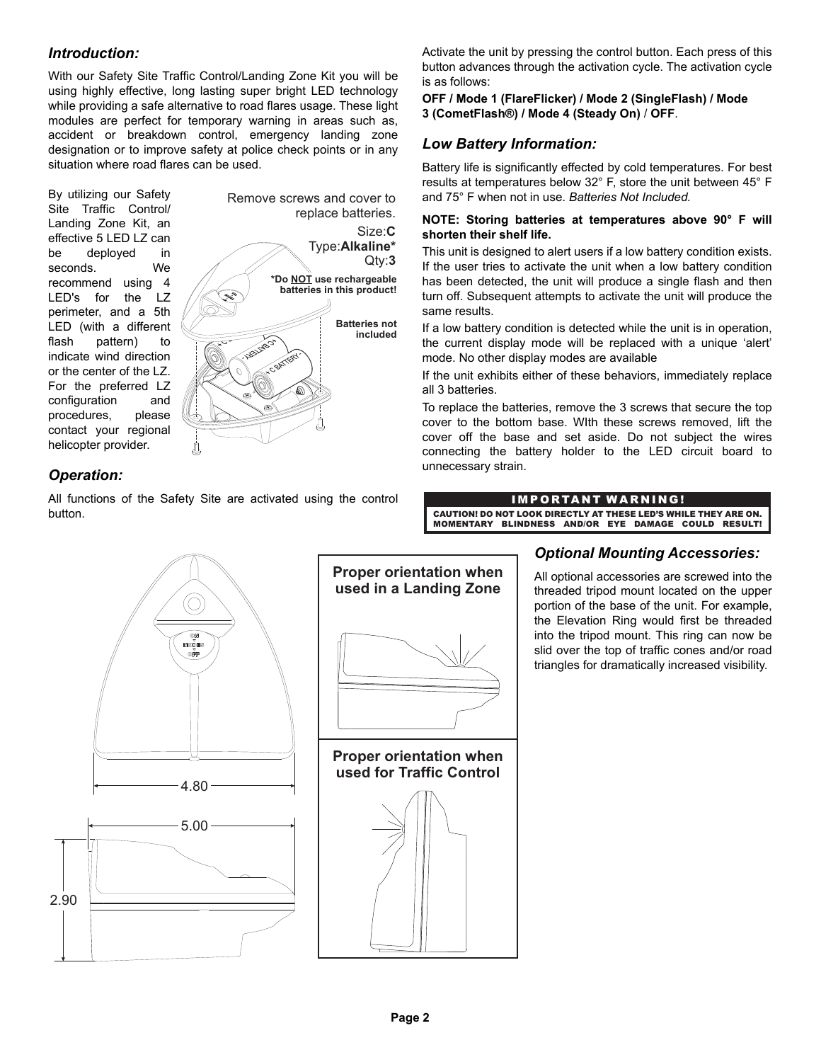## *Introduction:*

With our Safety Site Traffic Control/Landing Zone Kit you will be using highly effective, long lasting super bright LED technology while providing a safe alternative to road flares usage. These light modules are perfect for temporary warning in areas such as, accident or breakdown control, emergency landing zone designation or to improve safety at police check points or in any situation where road flares can be used.

By utilizing our Safety Site Traffic Control/ Landing Zone Kit, an effective 5 LED LZ can be deployed in seconds. We recommend using 4 LED's for the LZ perimeter, and a 5th LED (with a different flash pattern) to indicate wind direction or the center of the LZ. For the preferred LZ configuration and procedures, please contact your regional helicopter provider.

Remove screws and cover to replace batteries.

Size:**C**
Type:**Alkaline***
Qty:**3**

***Do NOT use rechargeable batteries in this product!**

**Batteries not included**

## *Operation:*

All functions of the Safety Site are activated using the control button.

Activate the unit by pressing the control button. Each press of this button advances through the activation cycle. The activation cycle is as follows:

**OFF / Mode 1 (FlareFlicker) / Mode 2 (SingleFlash) / Mode 3 (CometFlash®) / Mode 4 (Steady On) / OFF**.

## *Low Battery Information:*

Battery life is significantly effected by cold temperatures. For best results at temperatures below 32° F, store the unit between 45° F and 75° F when not in use. *Batteries Not Included.*

**NOTE: Storing batteries at temperatures above 90° F will shorten their shelf life.**

This unit is designed to alert users if a low battery condition exists. If the user tries to activate the unit when a low battery condition has been detected, the unit will produce a single flash and then turn off. Subsequent attempts to activate the unit will produce the same results.

If a low battery condition is detected while the unit is in operation, the current display mode will be replaced with a unique 'alert' mode. No other display modes are available

If the unit exhibits either of these behaviors, immediately replace all 3 batteries.

To replace the batteries, remove the 3 screws that secure the top cover to the bottom base. WIth these screws removed, lift the cover off the base and set aside. Do not subject the wires connecting the battery holder to the LED circuit board to unnecessary strain.

**IMPORTANT WARNING!**

**CAUTION! DO NOT LOOK DIRECTLY AT THESE LED'S WHILE THEY ARE ON. MOMENTARY BLINDNESS AND/OR EYE DAMAGE COULD RESULT!**

4.80

5.00

2.90

**Proper orientation when used in a Landing Zone**

**Proper orientation when used for Traffic Control**

## *Optional Mounting Accessories:*

All optional accessories are screwed into the threaded tripod mount located on the upper portion of the base of the unit. For example, the Elevation Ring would first be threaded into the tripod mount. This ring can now be slid over the top of traffic cones and/or road triangles for dramatically increased visibility.